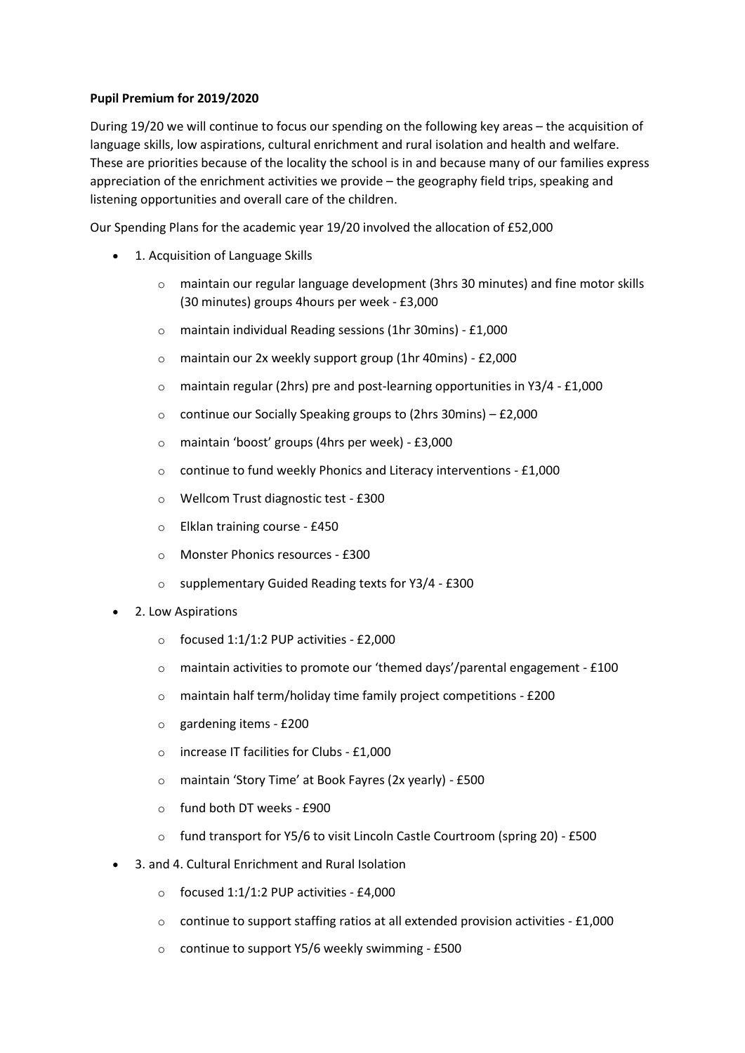**Pupil Premium for 2019/2020**

During 19/20 we will continue to focus our spending on the following key areas – the acquisition of language skills, low aspirations, cultural enrichment and rural isolation and health and welfare. These are priorities because of the locality the school is in and because many of our families express appreciation of the enrichment activities we provide – the geography field trips, speaking and listening opportunities and overall care of the children.

Our Spending Plans for the academic year 19/20 involved the allocation of £52,000

- 1. Acquisition of Language Skills
  - maintain our regular language development (3hrs 30 minutes) and fine motor skills (30 minutes) groups 4hours per week - £3,000
  - maintain individual Reading sessions (1hr 30mins) - £1,000
  - maintain our 2x weekly support group (1hr 40mins) - £2,000
  - maintain regular (2hrs) pre and post-learning opportunities in Y3/4 - £1,000
  - continue our Socially Speaking groups to (2hrs 30mins) – £2,000
  - maintain 'boost' groups (4hrs per week) - £3,000
  - continue to fund weekly Phonics and Literacy interventions - £1,000
  - Wellcom Trust diagnostic test - £300
  - Elklan training course - £450
  - Monster Phonics resources - £300
  - supplementary Guided Reading texts for Y3/4 - £300
- 2. Low Aspirations
  - focused 1:1/1:2 PUP activities - £2,000
  - maintain activities to promote our 'themed days'/parental engagement - £100
  - maintain half term/holiday time family project competitions - £200
  - gardening items - £200
  - increase IT facilities for Clubs - £1,000
  - maintain 'Story Time' at Book Fayres (2x yearly) - £500
  - fund both DT weeks - £900
  - fund transport for Y5/6 to visit Lincoln Castle Courtroom (spring 20) - £500
- 3. and 4. Cultural Enrichment and Rural Isolation
  - focused 1:1/1:2 PUP activities - £4,000
  - continue to support staffing ratios at all extended provision activities - £1,000
  - continue to support Y5/6 weekly swimming - £500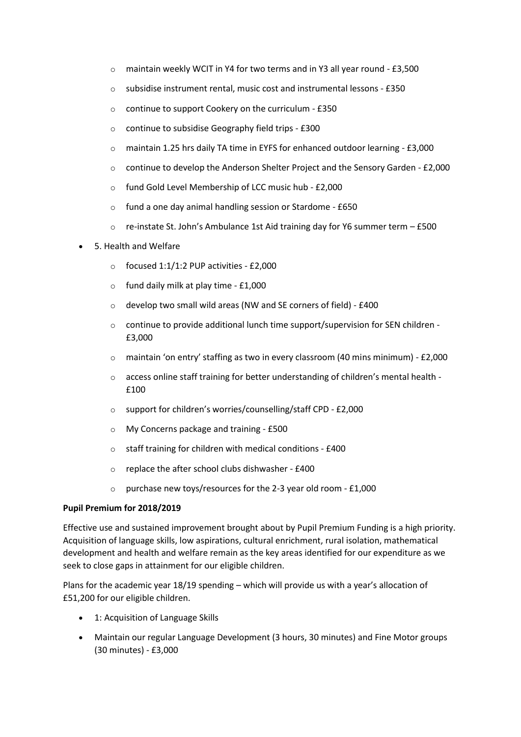- maintain weekly WCIT in Y4 for two terms and in Y3 all year round - £3,500
  - subsidise instrument rental, music cost and instrumental lessons - £350
  - continue to support Cookery on the curriculum - £350
  - continue to subsidise Geography field trips - £300
  - maintain 1.25 hrs daily TA time in EYFS for enhanced outdoor learning - £3,000
  - continue to develop the Anderson Shelter Project and the Sensory Garden - £2,000
  - fund Gold Level Membership of LCC music hub - £2,000
  - fund a one day animal handling session or Stardome - £650
  - re-instate St. John's Ambulance 1st Aid training day for Y6 summer term – £500
- 5. Health and Welfare
  - focused 1:1/1:2 PUP activities - £2,000
  - fund daily milk at play time - £1,000
  - develop two small wild areas (NW and SE corners of field) - £400
  - continue to provide additional lunch time support/supervision for SEN children - £3,000
  - maintain 'on entry' staffing as two in every classroom (40 mins minimum) - £2,000
  - access online staff training for better understanding of children's mental health - £100
  - support for children's worries/counselling/staff CPD - £2,000
  - My Concerns package and training - £500
  - staff training for children with medical conditions - £400
  - replace the after school clubs dishwasher - £400
  - purchase new toys/resources for the 2-3 year old room - £1,000

**Pupil Premium for 2018/2019**

Effective use and sustained improvement brought about by Pupil Premium Funding is a high priority. Acquisition of language skills, low aspirations, cultural enrichment, rural isolation, mathematical development and health and welfare remain as the key areas identified for our expenditure as we seek to close gaps in attainment for our eligible children.

Plans for the academic year 18/19 spending – which will provide us with a year's allocation of £51,200 for our eligible children.

- 1: Acquisition of Language Skills
- Maintain our regular Language Development (3 hours, 30 minutes) and Fine Motor groups (30 minutes) - £3,000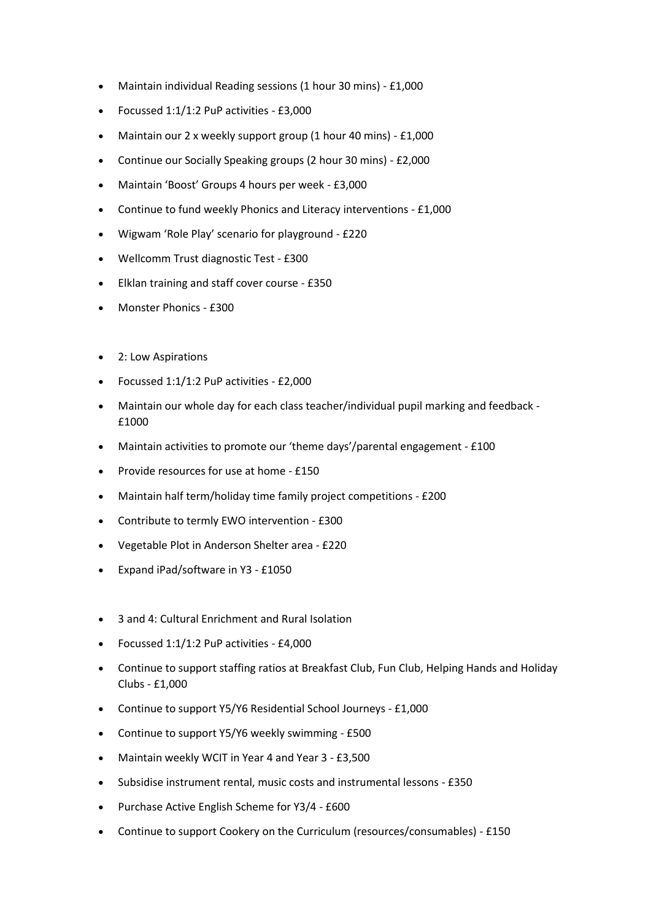- Maintain individual Reading sessions (1 hour 30 mins) - £1,000
- Focussed 1:1/1:2 PuP activities - £3,000
- Maintain our 2 x weekly support group (1 hour 40 mins) - £1,000
- Continue our Socially Speaking groups (2 hour 30 mins) - £2,000
- Maintain 'Boost' Groups 4 hours per week - £3,000
- Continue to fund weekly Phonics and Literacy interventions - £1,000
- Wigwam 'Role Play' scenario for playground - £220
- Wellcomm Trust diagnostic Test - £300
- Elklan training and staff cover course - £350
- Monster Phonics - £300

- 2: Low Aspirations
- Focussed 1:1/1:2 PuP activities - £2,000
- Maintain our whole day for each class teacher/individual pupil marking and feedback - £1000
- Maintain activities to promote our 'theme days'/parental engagement - £100
- Provide resources for use at home - £150
- Maintain half term/holiday time family project competitions - £200
- Contribute to termly EWO intervention - £300
- Vegetable Plot in Anderson Shelter area - £220
- Expand iPad/software in Y3 - £1050

- 3 and 4: Cultural Enrichment and Rural Isolation
- Focussed 1:1/1:2 PuP activities - £4,000
- Continue to support staffing ratios at Breakfast Club, Fun Club, Helping Hands and Holiday Clubs - £1,000
- Continue to support Y5/Y6 Residential School Journeys - £1,000
- Continue to support Y5/Y6 weekly swimming - £500
- Maintain weekly WCIT in Year 4 and Year 3 - £3,500
- Subsidise instrument rental, music costs and instrumental lessons - £350
- Purchase Active English Scheme for Y3/4 - £600
- Continue to support Cookery on the Curriculum (resources/consumables) - £150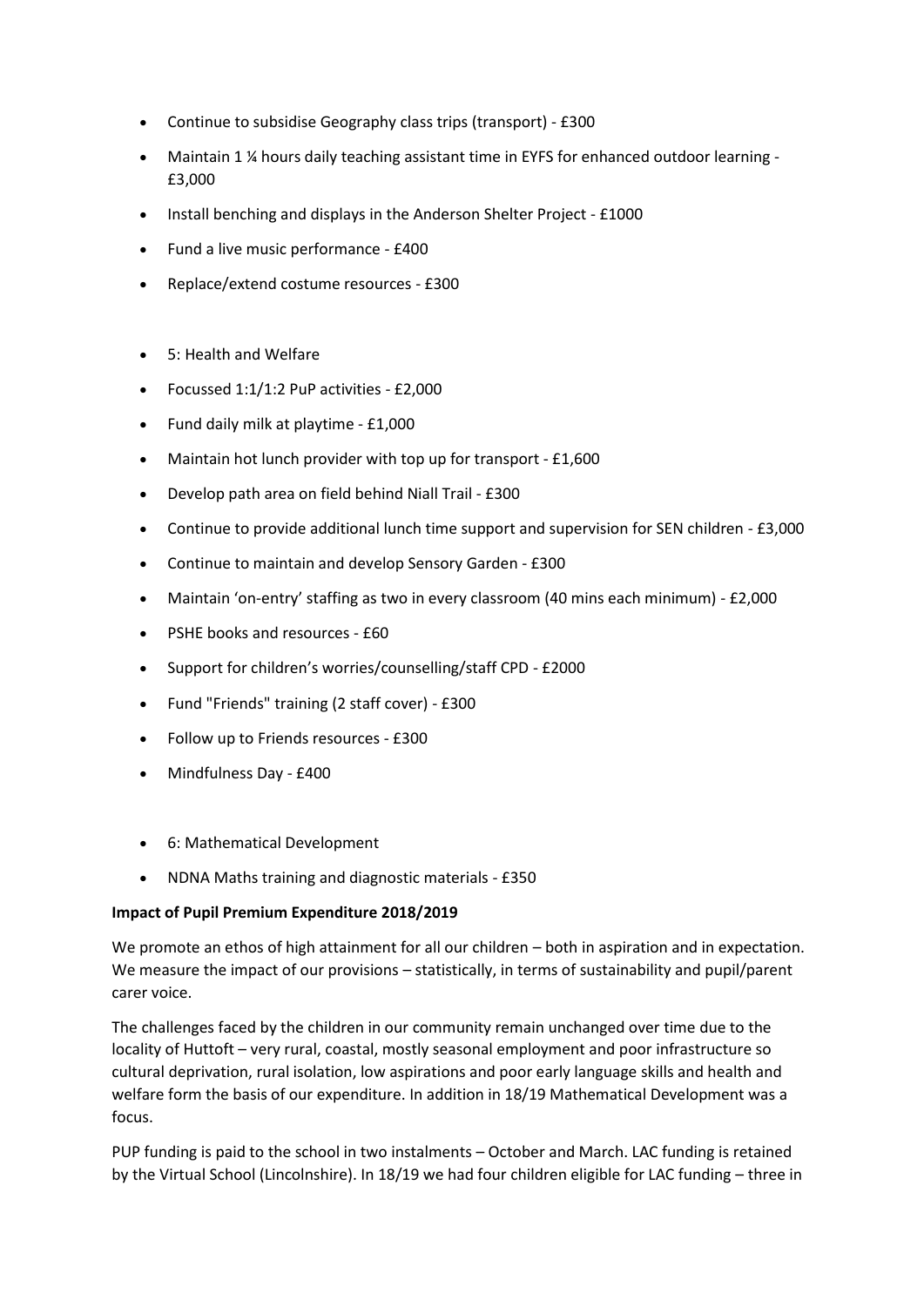- Continue to subsidise Geography class trips (transport) - £300
- Maintain 1 ¼ hours daily teaching assistant time in EYFS for enhanced outdoor learning - £3,000
- Install benching and displays in the Anderson Shelter Project - £1000
- Fund a live music performance - £400
- Replace/extend costume resources - £300

- 5: Health and Welfare
- Focussed 1:1/1:2 PuP activities - £2,000
- Fund daily milk at playtime - £1,000
- Maintain hot lunch provider with top up for transport - £1,600
- Develop path area on field behind Niall Trail - £300
- Continue to provide additional lunch time support and supervision for SEN children - £3,000
- Continue to maintain and develop Sensory Garden - £300
- Maintain 'on-entry' staffing as two in every classroom (40 mins each minimum) - £2,000
- PSHE books and resources - £60
- Support for children's worries/counselling/staff CPD - £2000
- Fund "Friends" training (2 staff cover) - £300
- Follow up to Friends resources - £300
- Mindfulness Day - £400

- 6: Mathematical Development
- NDNA Maths training and diagnostic materials - £350

**Impact of Pupil Premium Expenditure 2018/2019**

We promote an ethos of high attainment for all our children – both in aspiration and in expectation. We measure the impact of our provisions – statistically, in terms of sustainability and pupil/parent carer voice.

The challenges faced by the children in our community remain unchanged over time due to the locality of Huttoft – very rural, coastal, mostly seasonal employment and poor infrastructure so cultural deprivation, rural isolation, low aspirations and poor early language skills and health and welfare form the basis of our expenditure. In addition in 18/19 Mathematical Development was a focus.

PUP funding is paid to the school in two instalments – October and March. LAC funding is retained by the Virtual School (Lincolnshire). In 18/19 we had four children eligible for LAC funding – three in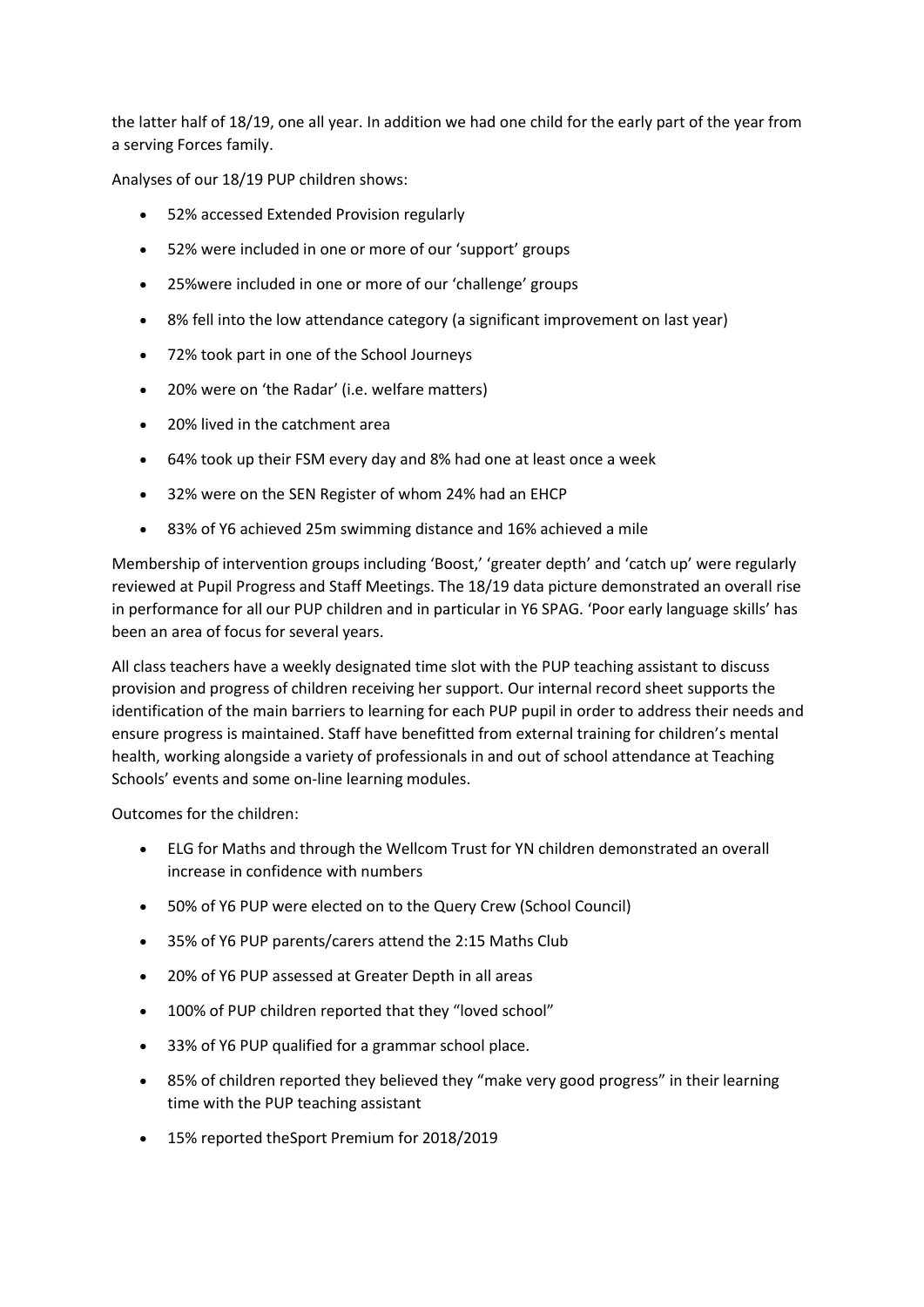the latter half of 18/19, one all year. In addition we had one child for the early part of the year from a serving Forces family.

Analyses of our 18/19 PUP children shows:

- 52% accessed Extended Provision regularly
- 52% were included in one or more of our 'support' groups
- 25%were included in one or more of our 'challenge' groups
- 8% fell into the low attendance category (a significant improvement on last year)
- 72% took part in one of the School Journeys
- 20% were on 'the Radar' (i.e. welfare matters)
- 20% lived in the catchment area
- 64% took up their FSM every day and 8% had one at least once a week
- 32% were on the SEN Register of whom 24% had an EHCP
- 83% of Y6 achieved 25m swimming distance and 16% achieved a mile

Membership of intervention groups including 'Boost,' 'greater depth' and 'catch up' were regularly reviewed at Pupil Progress and Staff Meetings. The 18/19 data picture demonstrated an overall rise in performance for all our PUP children and in particular in Y6 SPAG. 'Poor early language skills' has been an area of focus for several years.

All class teachers have a weekly designated time slot with the PUP teaching assistant to discuss provision and progress of children receiving her support. Our internal record sheet supports the identification of the main barriers to learning for each PUP pupil in order to address their needs and ensure progress is maintained. Staff have benefitted from external training for children's mental health, working alongside a variety of professionals in and out of school attendance at Teaching Schools' events and some on-line learning modules.

Outcomes for the children:

- ELG for Maths and through the Wellcom Trust for YN children demonstrated an overall increase in confidence with numbers
- 50% of Y6 PUP were elected on to the Query Crew (School Council)
- 35% of Y6 PUP parents/carers attend the 2:15 Maths Club
- 20% of Y6 PUP assessed at Greater Depth in all areas
- 100% of PUP children reported that they "loved school"
- 33% of Y6 PUP qualified for a grammar school place.
- 85% of children reported they believed they "make very good progress" in their learning time with the PUP teaching assistant
- 15% reported theSport Premium for 2018/2019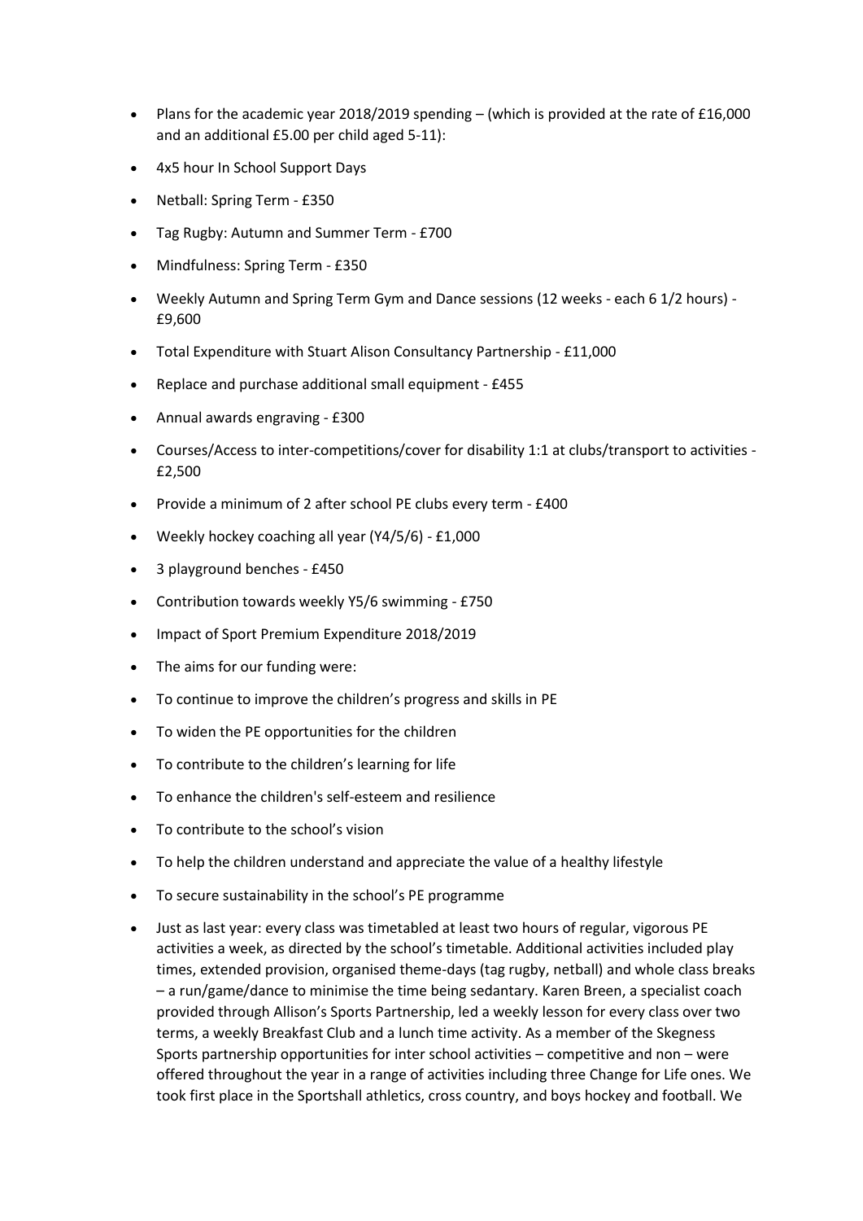- Plans for the academic year 2018/2019 spending – (which is provided at the rate of £16,000 and an additional £5.00 per child aged 5-11):
- 4x5 hour In School Support Days
- Netball: Spring Term - £350
- Tag Rugby: Autumn and Summer Term - £700
- Mindfulness: Spring Term - £350
- Weekly Autumn and Spring Term Gym and Dance sessions (12 weeks - each 6 1/2 hours) - £9,600
- Total Expenditure with Stuart Alison Consultancy Partnership - £11,000
- Replace and purchase additional small equipment - £455
- Annual awards engraving - £300
- Courses/Access to inter-competitions/cover for disability 1:1 at clubs/transport to activities - £2,500
- Provide a minimum of 2 after school PE clubs every term - £400
- Weekly hockey coaching all year (Y4/5/6) - £1,000
- 3 playground benches - £450
- Contribution towards weekly Y5/6 swimming - £750
- Impact of Sport Premium Expenditure 2018/2019
- The aims for our funding were:
- To continue to improve the children's progress and skills in PE
- To widen the PE opportunities for the children
- To contribute to the children's learning for life
- To enhance the children's self-esteem and resilience
- To contribute to the school's vision
- To help the children understand and appreciate the value of a healthy lifestyle
- To secure sustainability in the school's PE programme
- Just as last year: every class was timetabled at least two hours of regular, vigorous PE activities a week, as directed by the school's timetable. Additional activities included play times, extended provision, organised theme-days (tag rugby, netball) and whole class breaks – a run/game/dance to minimise the time being sedantary. Karen Breen, a specialist coach provided through Allison's Sports Partnership, led a weekly lesson for every class over two terms, a weekly Breakfast Club and a lunch time activity. As a member of the Skegness Sports partnership opportunities for inter school activities – competitive and non – were offered throughout the year in a range of activities including three Change for Life ones. We took first place in the Sportshall athletics, cross country, and boys hockey and football. We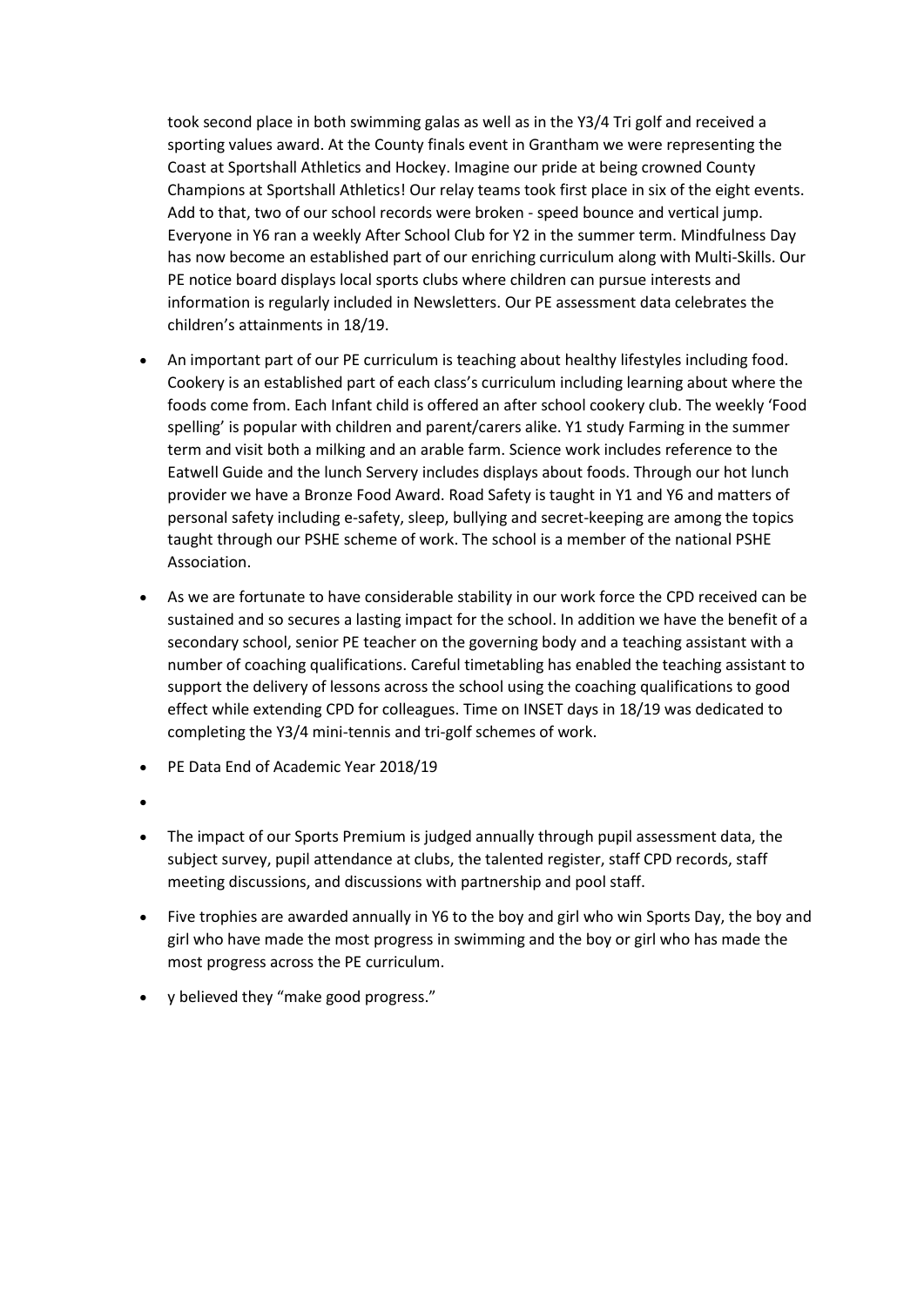took second place in both swimming galas as well as in the Y3/4 Tri golf and received a sporting values award. At the County finals event in Grantham we were representing the Coast at Sportshall Athletics and Hockey. Imagine our pride at being crowned County Champions at Sportshall Athletics! Our relay teams took first place in six of the eight events. Add to that, two of our school records were broken - speed bounce and vertical jump. Everyone in Y6 ran a weekly After School Club for Y2 in the summer term. Mindfulness Day has now become an established part of our enriching curriculum along with Multi-Skills. Our PE notice board displays local sports clubs where children can pursue interests and information is regularly included in Newsletters. Our PE assessment data celebrates the children's attainments in 18/19.

- An important part of our PE curriculum is teaching about healthy lifestyles including food. Cookery is an established part of each class's curriculum including learning about where the foods come from. Each Infant child is offered an after school cookery club. The weekly 'Food spelling' is popular with children and parent/carers alike. Y1 study Farming in the summer term and visit both a milking and an arable farm. Science work includes reference to the Eatwell Guide and the lunch Servery includes displays about foods. Through our hot lunch provider we have a Bronze Food Award. Road Safety is taught in Y1 and Y6 and matters of personal safety including e-safety, sleep, bullying and secret-keeping are among the topics taught through our PSHE scheme of work. The school is a member of the national PSHE Association.
- As we are fortunate to have considerable stability in our work force the CPD received can be sustained and so secures a lasting impact for the school. In addition we have the benefit of a secondary school, senior PE teacher on the governing body and a teaching assistant with a number of coaching qualifications. Careful timetabling has enabled the teaching assistant to support the delivery of lessons across the school using the coaching qualifications to good effect while extending CPD for colleagues. Time on INSET days in 18/19 was dedicated to completing the Y3/4 mini-tennis and tri-golf schemes of work.
- PE Data End of Academic Year 2018/19
- 
- The impact of our Sports Premium is judged annually through pupil assessment data, the subject survey, pupil attendance at clubs, the talented register, staff CPD records, staff meeting discussions, and discussions with partnership and pool staff.
- Five trophies are awarded annually in Y6 to the boy and girl who win Sports Day, the boy and girl who have made the most progress in swimming and the boy or girl who has made the most progress across the PE curriculum.
- y believed they "make good progress."